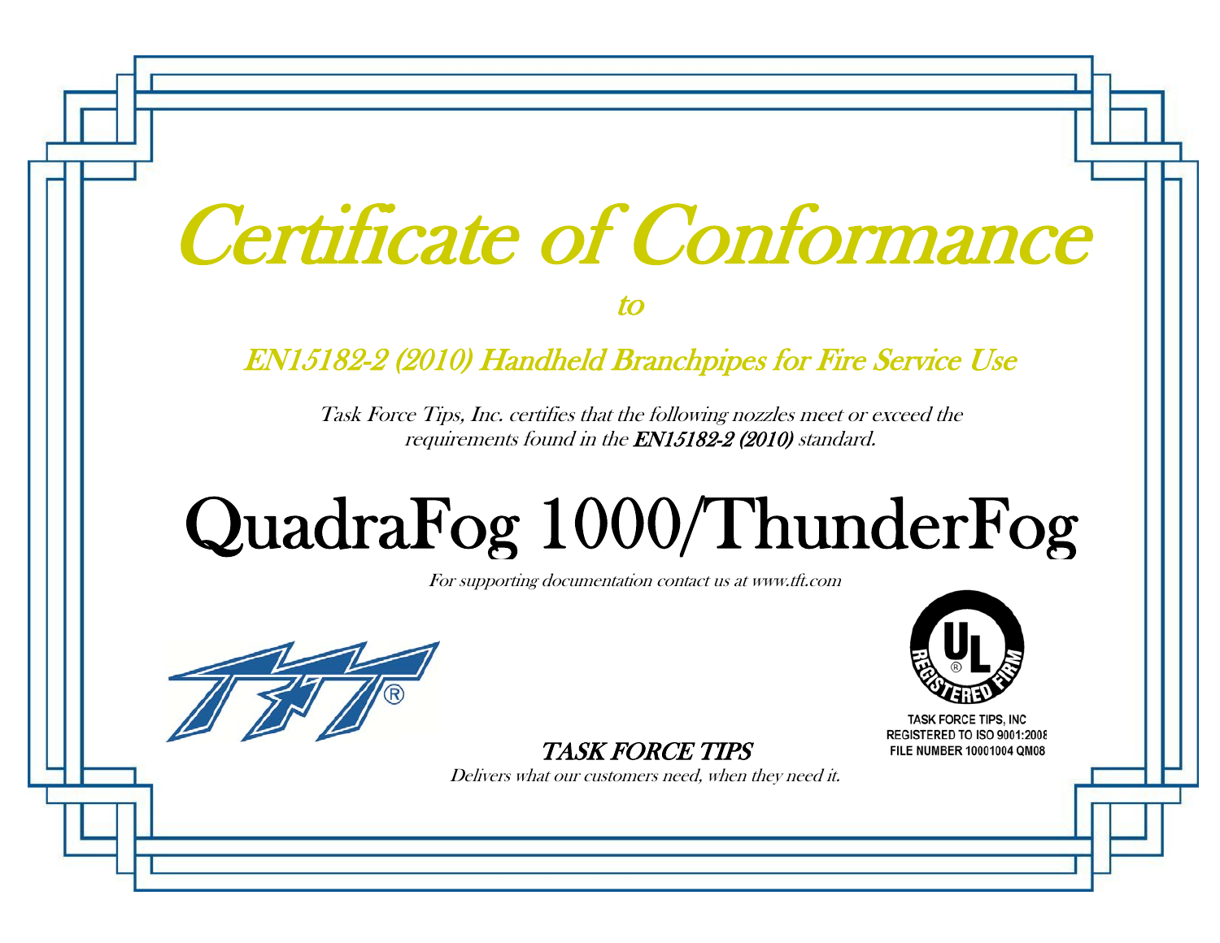# Certificate of Conformance

*to*

## EN15182-2 (2010) Handheld Branchpipes for Fire Service Use

*Task Force Tips, Inc. certifies that the following nozzles meet or exceed the requirements found in the **EN15182-2 (2010)** standard.*

# QuadraFog 1000/ThunderFog

*For supporting documentation contact us at www.tft.com*

TASK FORCE TIPS, INC
REGISTERED TO ISO 9001:2008
FILE NUMBER 10001004 QM08

*TASK FORCE TIPS*

*Delivers what our customers need, when they need it.*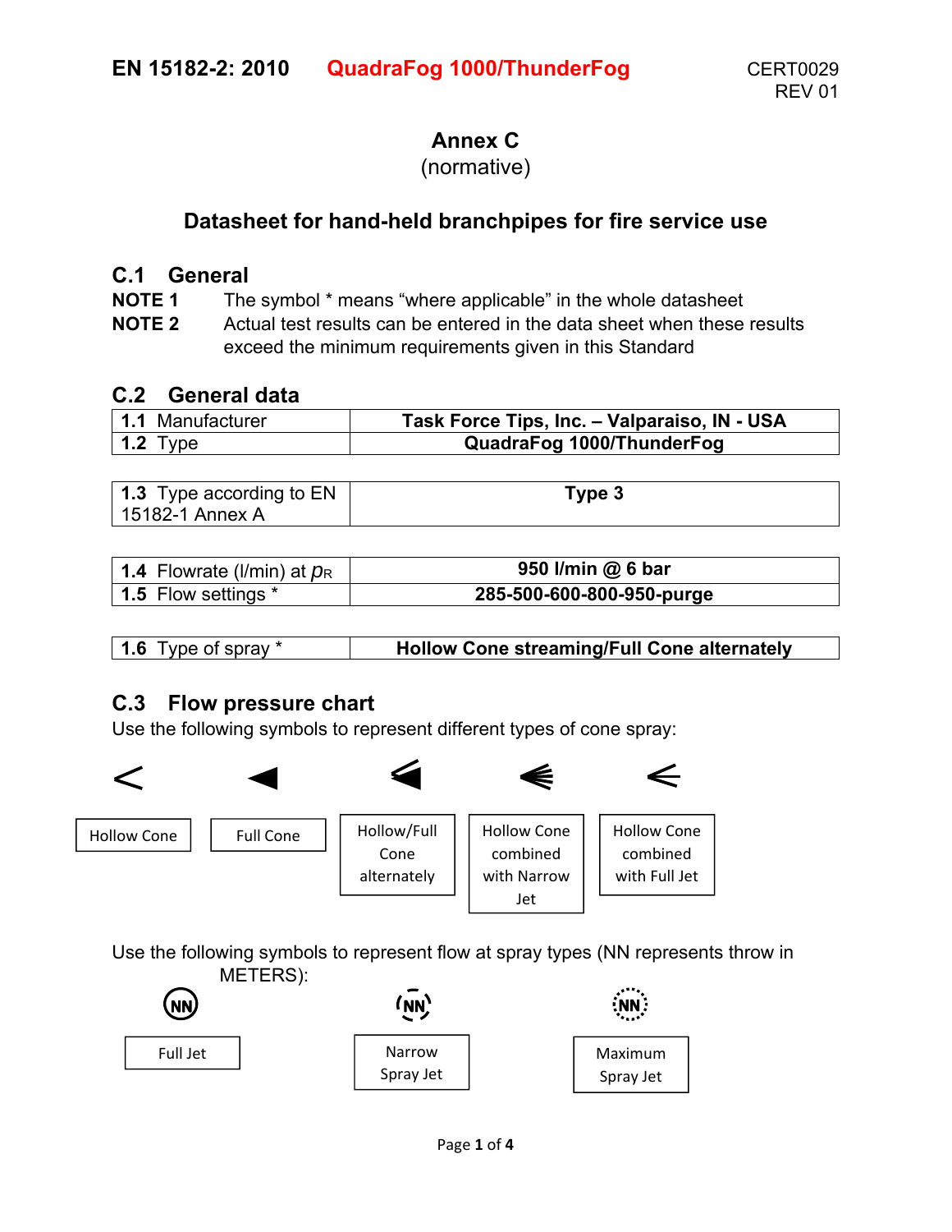EN 15182-2: 2010 **QuadraFog 1000/ThunderFog** CERT0029 REV 01

# Annex C
(normative)

## Datasheet for hand-held branchpipes for fire service use

## C.1 General

**NOTE 1** The symbol * means "where applicable" in the whole datasheet

**NOTE 2** Actual test results can be entered in the data sheet when these results exceed the minimum requirements given in this Standard

## C.2 General data

| | |
|---|---|
| **1.1** Manufacturer | **Task Force Tips, Inc. – Valparaiso, IN - USA** |
| **1.2** Type | **QuadraFog 1000/ThunderFog** |

| | |
|---|---|
| **1.3** Type according to EN 15182-1 Annex A | **Type 3** |

| | |
|---|---|
| **1.4** Flowrate (l/min) at $p_R$ | **950 l/min @ 6 bar** |
| **1.5** Flow settings * | **285-500-600-800-950-purge** |

| | |
|---|---|
| **1.6** Type of spray * | **Hollow Cone streaming/Full Cone alternately** |

## C.3 Flow pressure chart

Use the following symbols to represent different types of cone spray:

Hollow Cone | Full Cone | Hollow/Full Cone alternately | Hollow Cone combined with Narrow Jet | Hollow Cone combined with Full Jet

Use the following symbols to represent flow at spray types (NN represents throw in METERS):

Full Jet | Narrow Spray Jet | Maximum Spray Jet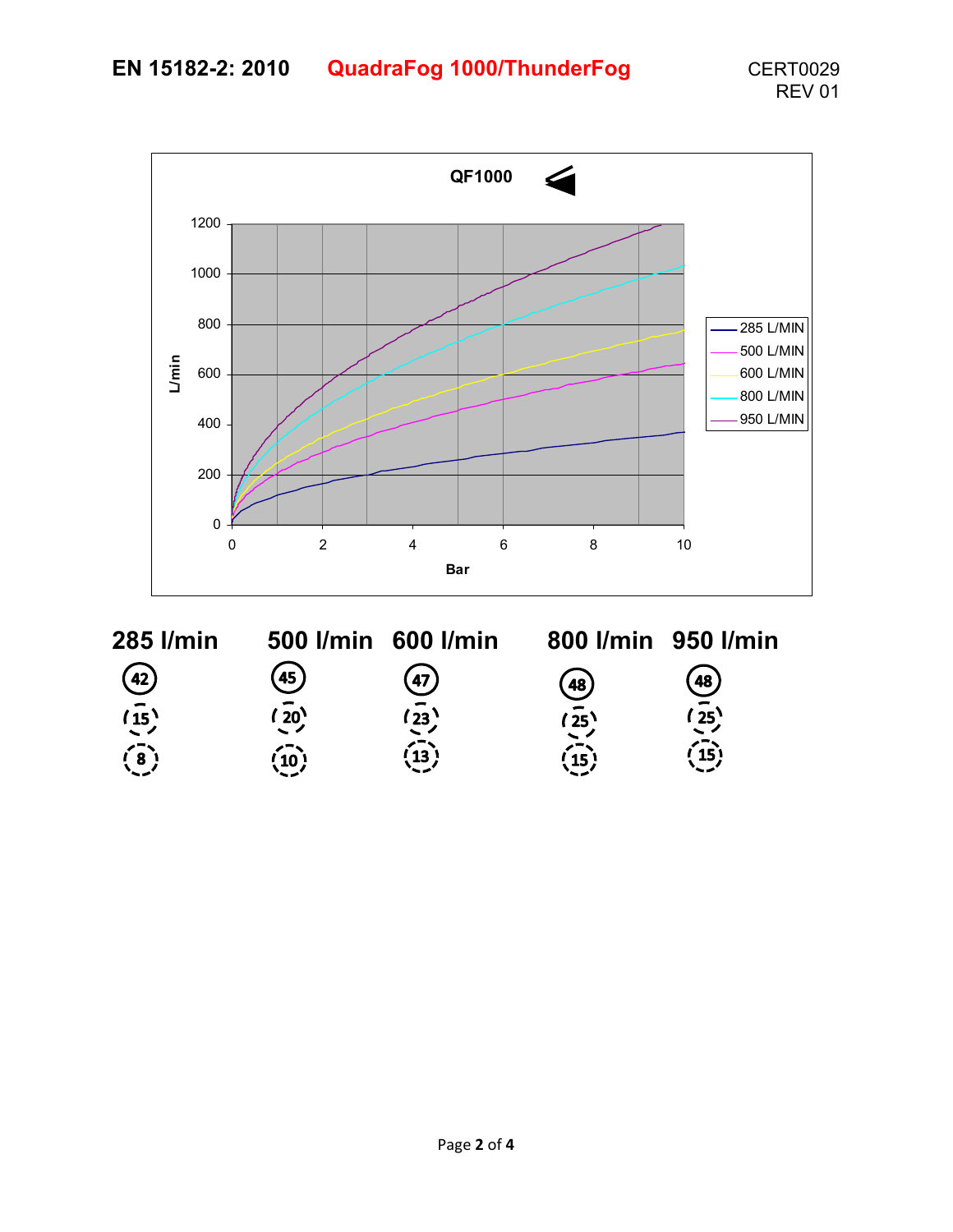EN 15182-2: 2010 **QuadraFog 1000/ThunderFog** CERT0029 REV 01

**QF1000**

| Bar | 0 | 2 | 4 | 6 | 8 | 10 |
|---|---|---|---|---|---|---|

L/min: 0, 200, 400, 600, 800, 1000, 1200

Legend: 285 L/MIN, 500 L/MIN, 600 L/MIN, 800 L/MIN, 950 L/MIN

| 285 l/min | 500 l/min | 600 l/min | 800 l/min | 950 l/min |
|---|---|---|---|---|
| 42 | 45 | 47 | 48 | 48 |
| 15 | 20 | 23 | 25 | 25 |
| 8 | 10 | 13 | 15 | 15 |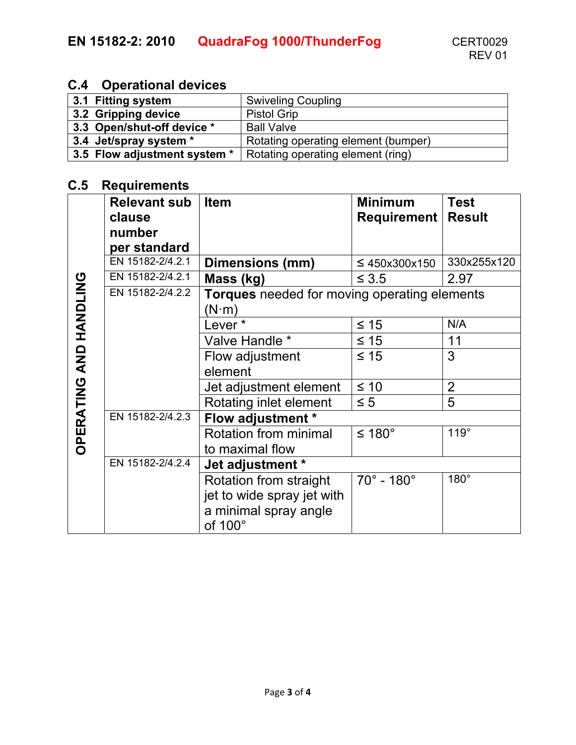## C.4 Operational devices

| | |
|---|---|
| **3.1 Fitting system** | Swiveling Coupling |
| **3.2 Gripping device** | Pistol Grip |
| **3.3 Open/shut-off device *** | Ball Valve |
| **3.4 Jet/spray system *** | Rotating operating element (bumper) |
| **3.5 Flow adjustment system *** | Rotating operating element (ring) |

## C.5 Requirements

| | Relevant sub clause number per standard | Item | Minimum Requirement | Test Result |
|---|---|---|---|---|
| OPERATING AND HANDLING | EN 15182-2/4.2.1 | **Dimensions (mm)** | ≤ 450x300x150 | 330x255x120 |
| | EN 15182-2/4.2.1 | **Mass (kg)** | ≤ 3.5 | 2.97 |
| | EN 15182-2/4.2.2 | **Torques** needed for moving operating elements (N·m) | | |
| | | Lever * | ≤ 15 | N/A |
| | | Valve Handle * | ≤ 15 | 11 |
| | | Flow adjustment element | ≤ 15 | 3 |
| | | Jet adjustment element | ≤ 10 | 2 |
| | | Rotating inlet element | ≤ 5 | 5 |
| | EN 15182-2/4.2.3 | **Flow adjustment *** | | |
| | | Rotation from minimal to maximal flow | ≤ 180° | 119° |
| | EN 15182-2/4.2.4 | **Jet adjustment *** | | |
| | | Rotation from straight jet to wide spray jet with a minimal spray angle of 100° | 70° - 180° | 180° |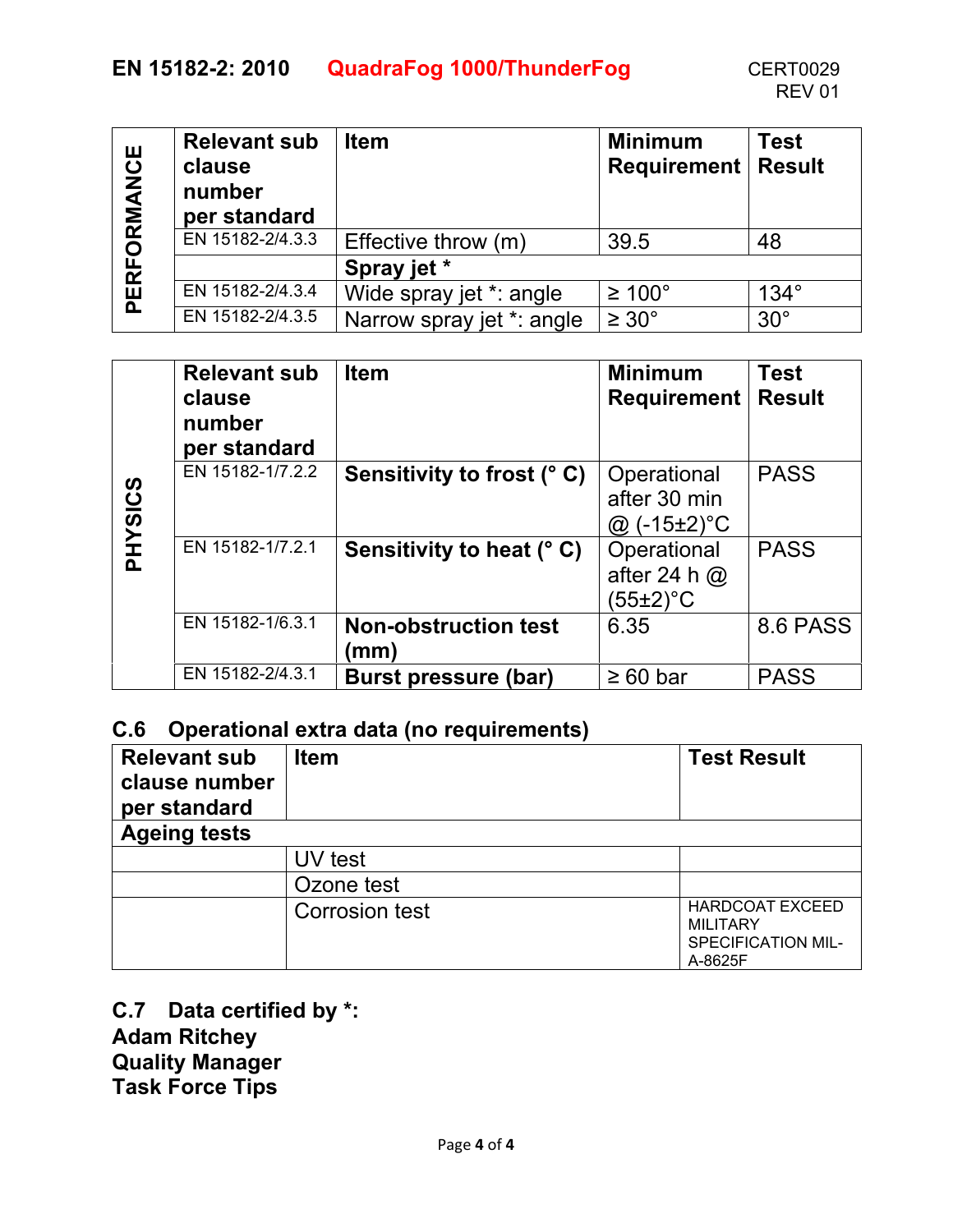**EN 15182-2: 2010** **QuadraFog 1000/ThunderFog**

CERT0029
REV 01

| PERFORMANCE | Relevant sub clause number per standard | Item | Minimum Requirement | Test Result |
|---|---|---|---|---|
| | EN 15182-2/4.3.3 | Effective throw (m) | 39.5 | 48 |
| | | **Spray jet *** | | |
| | EN 15182-2/4.3.4 | Wide spray jet *: angle | ≥ 100° | 134° |
| | EN 15182-2/4.3.5 | Narrow spray jet *: angle | ≥ 30° | 30° |

| PHYSICS | Relevant sub clause number per standard | Item | Minimum Requirement | Test Result |
|---|---|---|---|---|
| | EN 15182-1/7.2.2 | **Sensitivity to frost (° C)** | Operational after 30 min @ (-15±2)°C | PASS |
| | EN 15182-1/7.2.1 | **Sensitivity to heat (° C)** | Operational after 24 h @ (55±2)°C | PASS |
| | EN 15182-1/6.3.1 | **Non-obstruction test (mm)** | 6.35 | 8.6 PASS |
| | EN 15182-2/4.3.1 | **Burst pressure (bar)** | ≥ 60 bar | PASS |

## C.6 Operational extra data (no requirements)

| Relevant sub clause number per standard | Item | Test Result |
|---|---|---|
| **Ageing tests** | | |
| | UV test | |
| | Ozone test | |
| | Corrosion test | HARDCOAT EXCEED MILITARY SPECIFICATION MIL-A-8625F |

## C.7 Data certified by *:

**Adam Ritchey**
**Quality Manager**
**Task Force Tips**